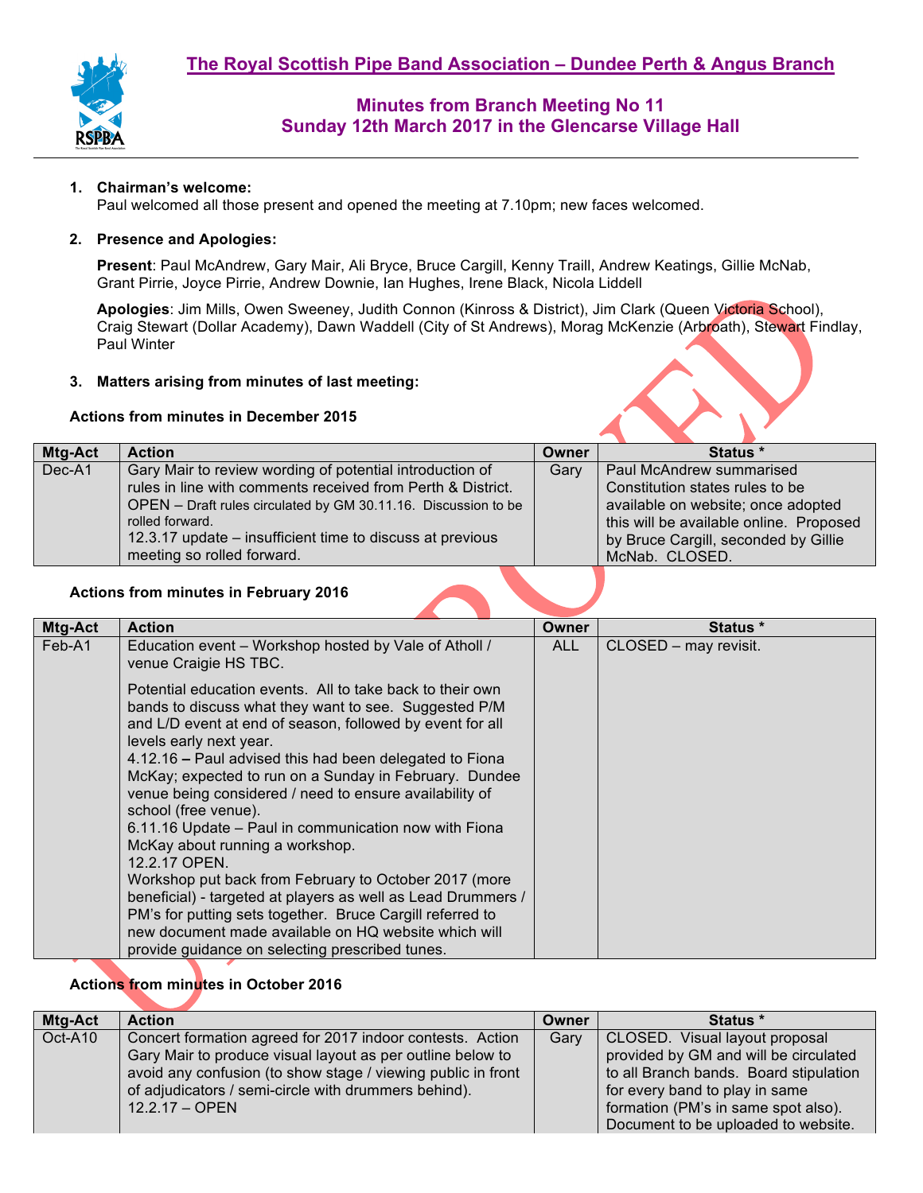# The Royal Scottish Pipe Band Association – Dundee Perth & Angus Branch

## Minutes from Branch Meeting No 11
## Sunday 12th March 2017 in the Glencarse Village Hall

1. **Chairman's welcome:**
   Paul welcomed all those present and opened the meeting at 7.10pm; new faces welcomed.

2. **Presence and Apologies:**

   **Present**: Paul McAndrew, Gary Mair, Ali Bryce, Bruce Cargill, Kenny Traill, Andrew Keatings, Gillie McNab, Grant Pirrie, Joyce Pirrie, Andrew Downie, Ian Hughes, Irene Black, Nicola Liddell

   **Apologies**: Jim Mills, Owen Sweeney, Judith Connon (Kinross & District), Jim Clark (Queen Victoria School), Craig Stewart (Dollar Academy), Dawn Waddell (City of St Andrews), Morag McKenzie (Arbroath), Stewart Findlay, Paul Winter

3. **Matters arising from minutes of last meeting:**

**Actions from minutes in December 2015**

| Mtg-Act | Action | Owner | Status * |
|---|---|---|---|
| Dec-A1 | Gary Mair to review wording of potential introduction of rules in line with comments received from Perth & District. OPEN – Draft rules circulated by GM 30.11.16. Discussion to be rolled forward. 12.3.17 update – insufficient time to discuss at previous meeting so rolled forward. | Gary | Paul McAndrew summarised Constitution states rules to be available on website; once adopted this will be available online. Proposed by Bruce Cargill, seconded by Gillie McNab. CLOSED. |

**Actions from minutes in February 2016**

| Mtg-Act | Action | Owner | Status * |
|---|---|---|---|
| Feb-A1 | Education event – Workshop hosted by Vale of Atholl / venue Craigie HS TBC. Potential education events. All to take back to their own bands to discuss what they want to see. Suggested P/M and L/D event at end of season, followed by event for all levels early next year. 4.12.16 – Paul advised this had been delegated to Fiona McKay; expected to run on a Sunday in February. Dundee venue being considered / need to ensure availability of school (free venue). 6.11.16 Update – Paul in communication now with Fiona McKay about running a workshop. 12.2.17 OPEN. Workshop put back from February to October 2017 (more beneficial) - targeted at players as well as Lead Drummers / PM's for putting sets together. Bruce Cargill referred to new document made available on HQ website which will provide guidance on selecting prescribed tunes. | ALL | CLOSED – may revisit. |

**Actions from minutes in October 2016**

| Mtg-Act | Action | Owner | Status * |
|---|---|---|---|
| Oct-A10 | Concert formation agreed for 2017 indoor contests. Action Gary Mair to produce visual layout as per outline below to avoid any confusion (to show stage / viewing public in front of adjudicators / semi-circle with drummers behind). 12.2.17 – OPEN | Gary | CLOSED. Visual layout proposal provided by GM and will be circulated to all Branch bands. Board stipulation for every band to play in same formation (PM's in same spot also). Document to be uploaded to website. |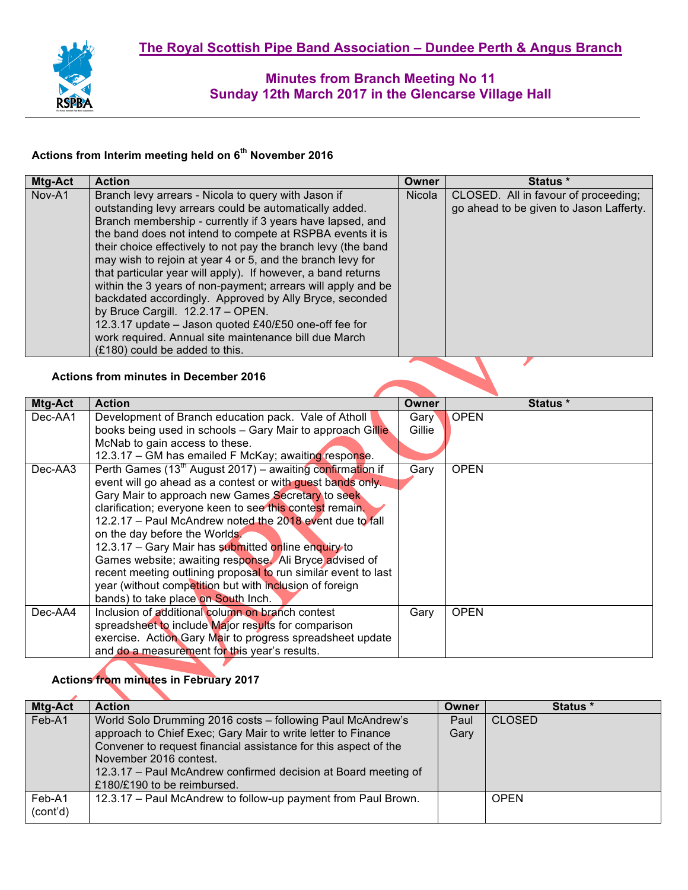# The Royal Scottish Pipe Band Association – Dundee Perth & Angus Branch

## Minutes from Branch Meeting No 11
## Sunday 12th March 2017 in the Glencarse Village Hall

### Actions from Interim meeting held on 6th November 2016

| Mtg-Act | Action | Owner | Status * |
|---|---|---|---|
| Nov-A1 | Branch levy arrears - Nicola to query with Jason if outstanding levy arrears could be automatically added. Branch membership - currently if 3 years have lapsed, and the band does not intend to compete at RSPBA events it is their choice effectively to not pay the branch levy (the band may wish to rejoin at year 4 or 5, and the branch levy for that particular year will apply). If however, a band returns within the 3 years of non-payment; arrears will apply and be backdated accordingly. Approved by Ally Bryce, seconded by Bruce Cargill. 12.2.17 – OPEN.<br>12.3.17 update – Jason quoted £40/£50 one-off fee for work required. Annual site maintenance bill due March (£180) could be added to this. | Nicola | CLOSED. All in favour of proceeding; go ahead to be given to Jason Lafferty. |

### Actions from minutes in December 2016

| Mtg-Act | Action | Owner | Status * |
|---|---|---|---|
| Dec-AA1 | Development of Branch education pack. Vale of Atholl books being used in schools – Gary Mair to approach Gillie McNab to gain access to these.<br>12.3.17 – GM has emailed F McKay; awaiting response. | Gary Gillie | OPEN |
| Dec-AA3 | Perth Games (13th August 2017) – awaiting confirmation if event will go ahead as a contest or with guest bands only. Gary Mair to approach new Games Secretary to seek clarification; everyone keen to see this contest remain.<br>12.2.17 – Paul McAndrew noted the 2018 event due to fall on the day before the Worlds.<br>12.3.17 – Gary Mair has submitted online enquiry to Games website; awaiting response. Ali Bryce advised of recent meeting outlining proposal to run similar event to last year (without competition but with inclusion of foreign bands) to take place on South Inch. | Gary | OPEN |
| Dec-AA4 | Inclusion of additional column on branch contest spreadsheet to include Major results for comparison exercise. Action Gary Mair to progress spreadsheet update and do a measurement for this year's results. | Gary | OPEN |

### Actions from minutes in February 2017

| Mtg-Act | Action | Owner | Status * |
|---|---|---|---|
| Feb-A1 | World Solo Drumming 2016 costs – following Paul McAndrew's approach to Chief Exec; Gary Mair to write letter to Finance Convener to request financial assistance for this aspect of the November 2016 contest.<br>12.3.17 – Paul McAndrew confirmed decision at Board meeting of £180/£190 to be reimbursed. | Paul Gary | CLOSED |
| Feb-A1 (cont'd) | 12.3.17 – Paul McAndrew to follow-up payment from Paul Brown. | | OPEN |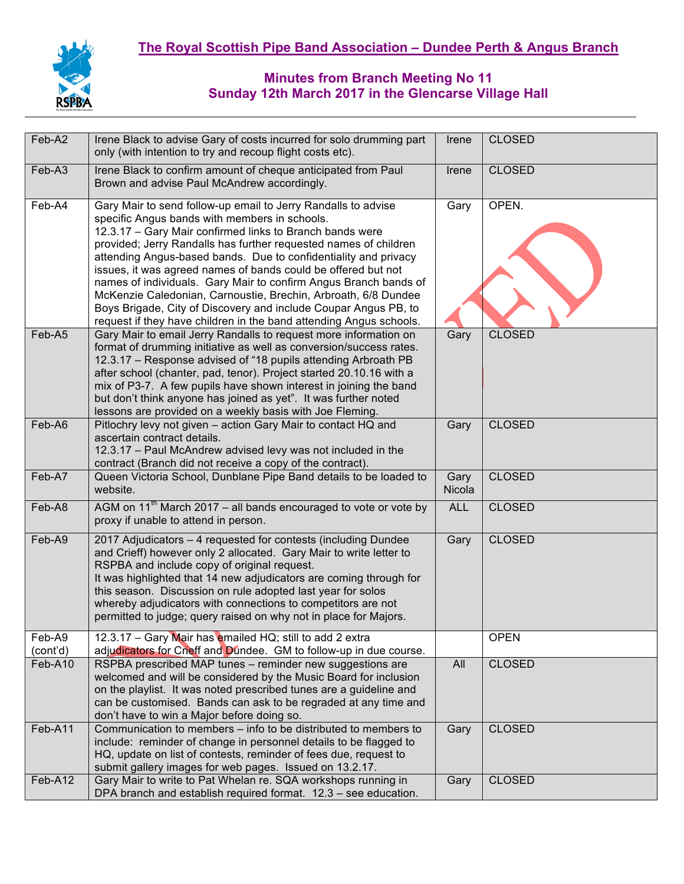# The Royal Scottish Pipe Band Association – Dundee Perth & Angus Branch

## Minutes from Branch Meeting No 11
## Sunday 12th March 2017 in the Glencarse Village Hall

| | | | |
|---|---|---|---|
| Feb-A2 | Irene Black to advise Gary of costs incurred for solo drumming part only (with intention to try and recoup flight costs etc). | Irene | CLOSED |
| Feb-A3 | Irene Black to confirm amount of cheque anticipated from Paul Brown and advise Paul McAndrew accordingly. | Irene | CLOSED |
| Feb-A4 | Gary Mair to send follow-up email to Jerry Randalls to advise specific Angus bands with members in schools.<br>12.3.17 – Gary Mair confirmed links to Branch bands were provided; Jerry Randalls has further requested names of children attending Angus-based bands. Due to confidentiality and privacy issues, it was agreed names of bands could be offered but not names of individuals. Gary Mair to confirm Angus Branch bands of McKenzie Caledonian, Carnoustie, Brechin, Arbroath, 6/8 Dundee Boys Brigade, City of Discovery and include Coupar Angus PB, to request if they have children in the band attending Angus schools. | Gary | OPEN. |
| Feb-A5 | Gary Mair to email Jerry Randalls to request more information on format of drumming initiative as well as conversion/success rates.<br>12.3.17 – Response advised of "18 pupils attending Arbroath PB after school (chanter, pad, tenor). Project started 20.10.16 with a mix of P3-7. A few pupils have shown interest in joining the band but don't think anyone has joined as yet". It was further noted lessons are provided on a weekly basis with Joe Fleming. | Gary | CLOSED |
| Feb-A6 | Pitlochry levy not given – action Gary Mair to contact HQ and ascertain contract details.<br>12.3.17 – Paul McAndrew advised levy was not included in the contract (Branch did not receive a copy of the contract). | Gary | CLOSED |
| Feb-A7 | Queen Victoria School, Dunblane Pipe Band details to be loaded to website. | Gary Nicola | CLOSED |
| Feb-A8 | AGM on 11th March 2017 – all bands encouraged to vote or vote by proxy if unable to attend in person. | ALL | CLOSED |
| Feb-A9 | 2017 Adjudicators – 4 requested for contests (including Dundee and Crieff) however only 2 allocated. Gary Mair to write letter to RSPBA and include copy of original request.<br>It was highlighted that 14 new adjudicators are coming through for this season. Discussion on rule adopted last year for solos whereby adjudicators with connections to competitors are not permitted to judge; query raised on why not in place for Majors. | Gary | CLOSED |
| Feb-A9 (cont'd) | 12.3.17 – Gary Mair has emailed HQ; still to add 2 extra adjudicators for Crieff and Dundee. GM to follow-up in due course. | | OPEN |
| Feb-A10 | RSPBA prescribed MAP tunes – reminder new suggestions are welcomed and will be considered by the Music Board for inclusion on the playlist. It was noted prescribed tunes are a guideline and can be customised. Bands can ask to be regraded at any time and don't have to win a Major before doing so. | All | CLOSED |
| Feb-A11 | Communication to members – info to be distributed to members to include: reminder of change in personnel details to be flagged to HQ, update on list of contests, reminder of fees due, request to submit gallery images for web pages. Issued on 13.2.17. | Gary | CLOSED |
| Feb-A12 | Gary Mair to write to Pat Whelan re. SQA workshops running in DPA branch and establish required format. 12.3 – see education. | Gary | CLOSED |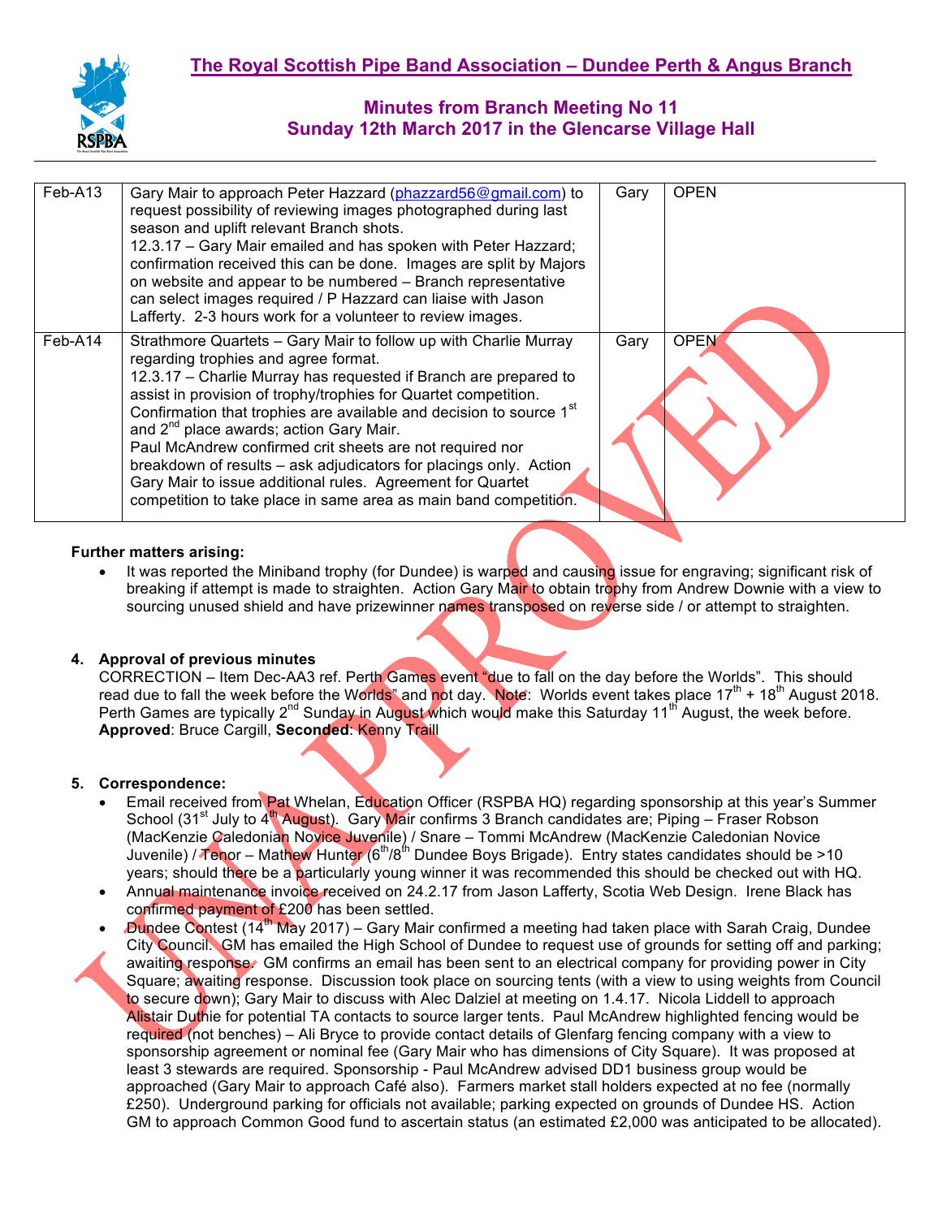# The Royal Scottish Pipe Band Association – Dundee Perth & Angus Branch

## Minutes from Branch Meeting No 11
## Sunday 12th March 2017 in the Glencarse Village Hall

| | | | |
|---|---|---|---|
| Feb-A13 | Gary Mair to approach Peter Hazzard (phazzard56@gmail.com) to request possibility of reviewing images photographed during last season and uplift relevant Branch shots.<br>12.3.17 – Gary Mair emailed and has spoken with Peter Hazzard; confirmation received this can be done. Images are split by Majors on website and appear to be numbered – Branch representative can select images required / P Hazzard can liaise with Jason Lafferty. 2-3 hours work for a volunteer to review images. | Gary | OPEN |
| Feb-A14 | Strathmore Quartets – Gary Mair to follow up with Charlie Murray regarding trophies and agree format.<br>12.3.17 – Charlie Murray has requested if Branch are prepared to assist in provision of trophy/trophies for Quartet competition. Confirmation that trophies are available and decision to source 1st and 2nd place awards; action Gary Mair.<br>Paul McAndrew confirmed crit sheets are not required nor breakdown of results – ask adjudicators for placings only. Action Gary Mair to issue additional rules. Agreement for Quartet competition to take place in same area as main band competition. | Gary | OPEN |

**Further matters arising:**

- It was reported the Miniband trophy (for Dundee) is warped and causing issue for engraving; significant risk of breaking if attempt is made to straighten. Action Gary Mair to obtain trophy from Andrew Downie with a view to sourcing unused shield and have prizewinner names transposed on reverse side / or attempt to straighten.

**4. Approval of previous minutes**

CORRECTION – Item Dec-AA3 ref. Perth Games event "due to fall on the day before the Worlds". This should read due to fall the week before the Worlds" and not day. Note: Worlds event takes place 17th + 18th August 2018. Perth Games are typically 2nd Sunday in August which would make this Saturday 11th August, the week before.
**Approved**: Bruce Cargill, **Seconded**: Kenny Traill

**5. Correspondence:**

- Email received from Pat Whelan, Education Officer (RSPBA HQ) regarding sponsorship at this year's Summer School (31st July to 4th August). Gary Mair confirms 3 Branch candidates are; Piping – Fraser Robson (MacKenzie Caledonian Novice Juvenile) / Snare – Tommi McAndrew (MacKenzie Caledonian Novice Juvenile) / Tenor – Mathew Hunter (6th/8th Dundee Boys Brigade). Entry states candidates should be >10 years; should there be a particularly young winner it was recommended this should be checked out with HQ.
- Annual maintenance invoice received on 24.2.17 from Jason Lafferty, Scotia Web Design. Irene Black has confirmed payment of £200 has been settled.
- Dundee Contest (14th May 2017) – Gary Mair confirmed a meeting had taken place with Sarah Craig, Dundee City Council. GM has emailed the High School of Dundee to request use of grounds for setting off and parking; awaiting response. GM confirms an email has been sent to an electrical company for providing power in City Square; awaiting response. Discussion took place on sourcing tents (with a view to using weights from Council to secure down); Gary Mair to discuss with Alec Dalziel at meeting on 1.4.17. Nicola Liddell to approach Alistair Duthie for potential TA contacts to source larger tents. Paul McAndrew highlighted fencing would be required (not benches) – Ali Bryce to provide contact details of Glenfarg fencing company with a view to sponsorship agreement or nominal fee (Gary Mair who has dimensions of City Square). It was proposed at least 3 stewards are required. Sponsorship - Paul McAndrew advised DD1 business group would be approached (Gary Mair to approach Café also). Farmers market stall holders expected at no fee (normally £250). Underground parking for officials not available; parking expected on grounds of Dundee HS. Action GM to approach Common Good fund to ascertain status (an estimated £2,000 was anticipated to be allocated).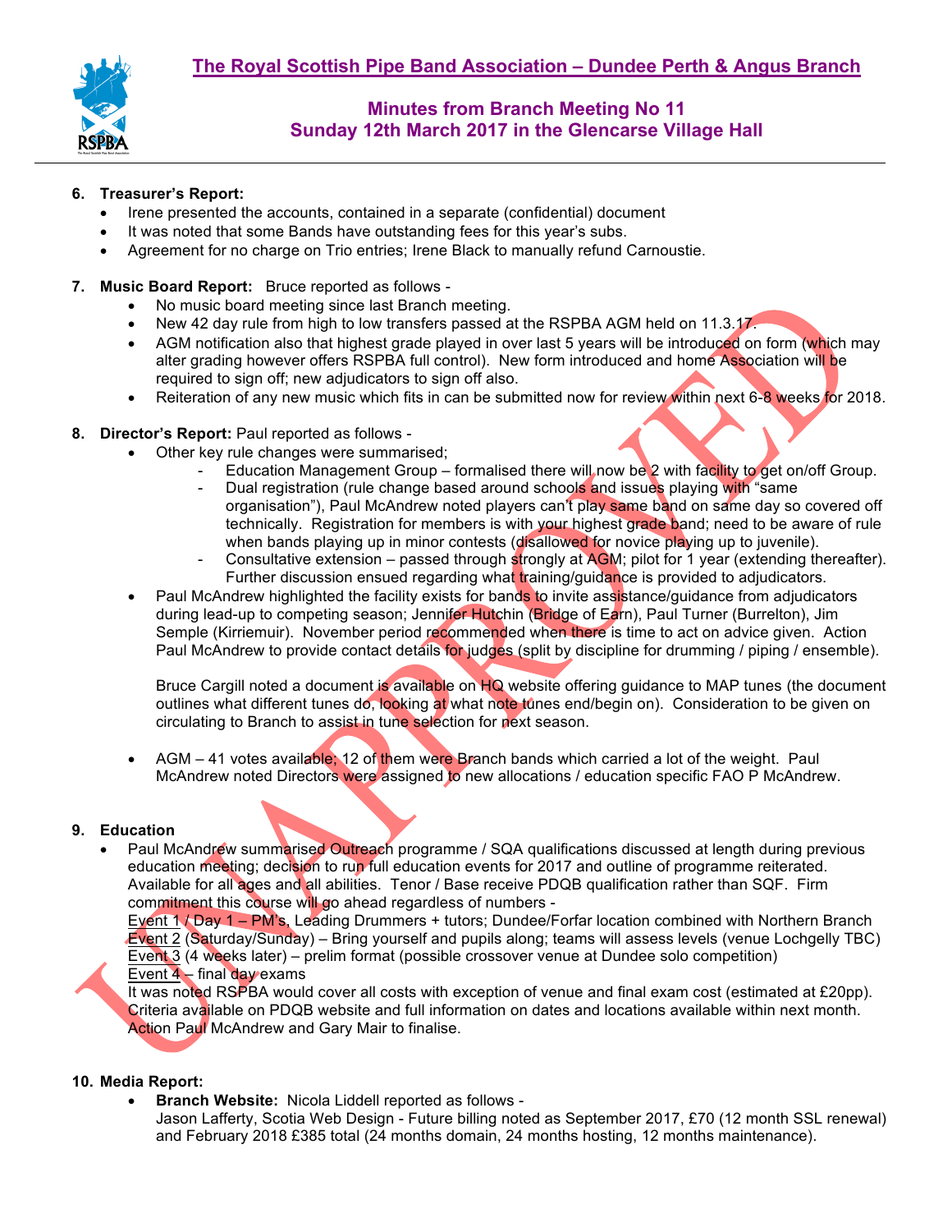## The Royal Scottish Pipe Band Association – Dundee Perth & Angus Branch

### Minutes from Branch Meeting No 11
### Sunday 12th March 2017 in the Glencarse Village Hall

6. **Treasurer's Report:**
   - Irene presented the accounts, contained in a separate (confidential) document
   - It was noted that some Bands have outstanding fees for this year's subs.
   - Agreement for no charge on Trio entries; Irene Black to manually refund Carnoustie.

7. **Music Board Report:** Bruce reported as follows -
   - No music board meeting since last Branch meeting.
   - New 42 day rule from high to low transfers passed at the RSPBA AGM held on 11.3.17.
   - AGM notification also that highest grade played in over last 5 years will be introduced on form (which may alter grading however offers RSPBA full control). New form introduced and home Association will be required to sign off; new adjudicators to sign off also.
   - Reiteration of any new music which fits in can be submitted now for review within next 6-8 weeks for 2018.

8. **Director's Report:** Paul reported as follows -
   - Other key rule changes were summarised;
     - Education Management Group – formalised there will now be 2 with facility to get on/off Group.
     - Dual registration (rule change based around schools and issues playing with "same organisation"), Paul McAndrew noted players can't play same band on same day so covered off technically. Registration for members is with your highest grade band; need to be aware of rule when bands playing up in minor contests (disallowed for novice playing up to juvenile).
     - Consultative extension – passed through strongly at AGM; pilot for 1 year (extending thereafter). Further discussion ensued regarding what training/guidance is provided to adjudicators.
   - Paul McAndrew highlighted the facility exists for bands to invite assistance/guidance from adjudicators during lead-up to competing season; Jennifer Hutchin (Bridge of Earn), Paul Turner (Burrelton), Jim Semple (Kirriemuir). November period recommended when there is time to act on advice given. Action Paul McAndrew to provide contact details for judges (split by discipline for drumming / piping / ensemble).

     Bruce Cargill noted a document is available on HQ website offering guidance to MAP tunes (the document outlines what different tunes do, looking at what note tunes end/begin on). Consideration to be given on circulating to Branch to assist in tune selection for next season.

   - AGM – 41 votes available; 12 of them were Branch bands which carried a lot of the weight. Paul McAndrew noted Directors were assigned to new allocations / education specific FAO P McAndrew.

9. **Education**
   - Paul McAndrew summarised Outreach programme / SQA qualifications discussed at length during previous education meeting; decision to run full education events for 2017 and outline of programme reiterated. Available for all ages and all abilities. Tenor / Base receive PDQB qualification rather than SQF. Firm commitment this course will go ahead regardless of numbers -

     <u>Event 1</u> / Day 1 – PM's, Leading Drummers + tutors; Dundee/Forfar location combined with Northern Branch
     <u>Event 2</u> (Saturday/Sunday) – Bring yourself and pupils along; teams will assess levels (venue Lochgelly TBC)
     <u>Event 3</u> (4 weeks later) – prelim format (possible crossover venue at Dundee solo competition)
     <u>Event 4</u> – final day exams

     It was noted RSPBA would cover all costs with exception of venue and final exam cost (estimated at £20pp). Criteria available on PDQB website and full information on dates and locations available within next month. Action Paul McAndrew and Gary Mair to finalise.

10. **Media Report:**
    - **Branch Website:** Nicola Liddell reported as follows -
      Jason Lafferty, Scotia Web Design - Future billing noted as September 2017, £70 (12 month SSL renewal) and February 2018 £385 total (24 months domain, 24 months hosting, 12 months maintenance).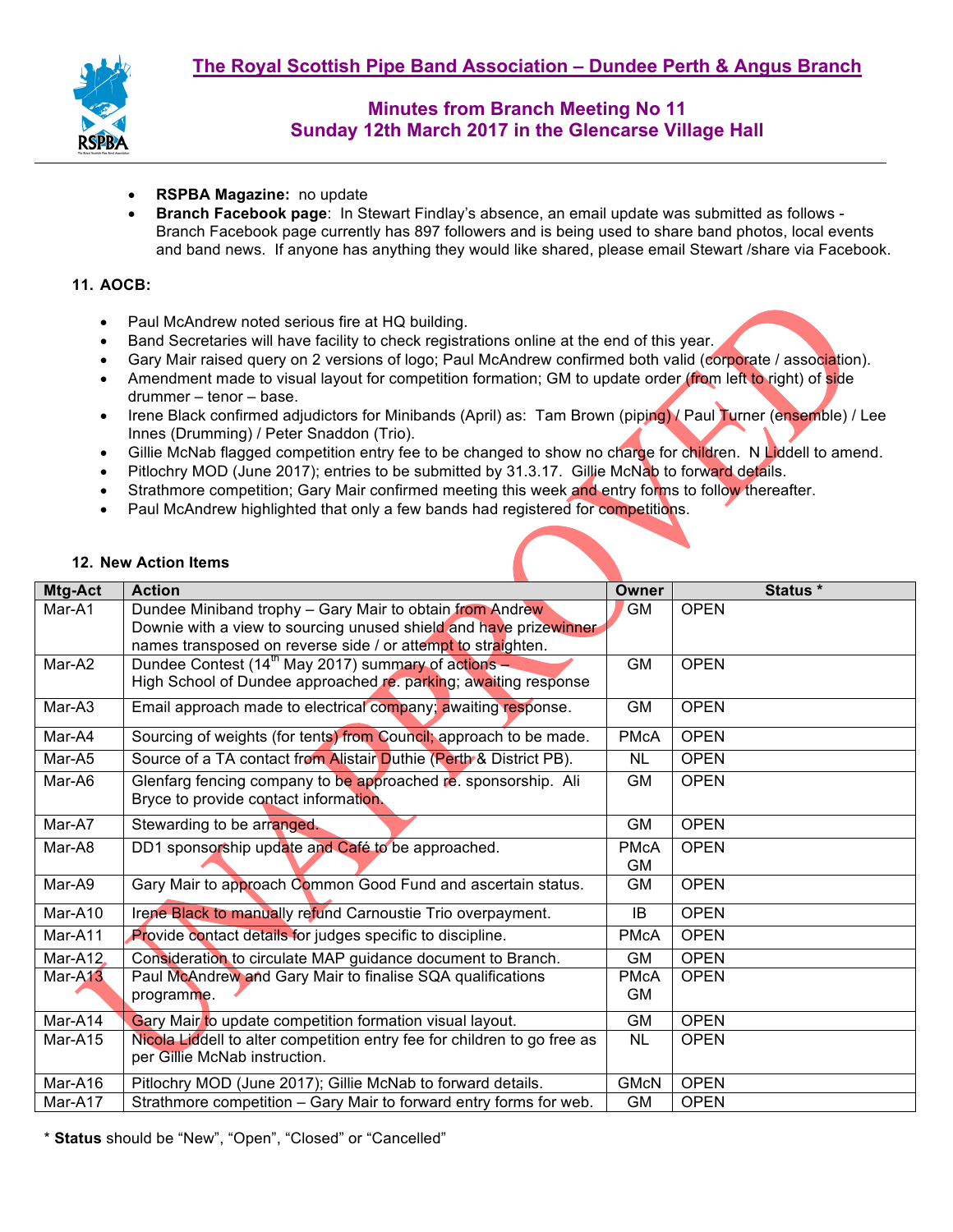# The Royal Scottish Pipe Band Association – Dundee Perth & Angus Branch

## Minutes from Branch Meeting No 11
## Sunday 12th March 2017 in the Glencarse Village Hall

- **RSPBA Magazine:** no update
- **Branch Facebook page**: In Stewart Findlay's absence, an email update was submitted as follows - Branch Facebook page currently has 897 followers and is being used to share band photos, local events and band news. If anyone has anything they would like shared, please email Stewart /share via Facebook.

**11. AOCB:**

- Paul McAndrew noted serious fire at HQ building.
- Band Secretaries will have facility to check registrations online at the end of this year.
- Gary Mair raised query on 2 versions of logo; Paul McAndrew confirmed both valid (corporate / association).
- Amendment made to visual layout for competition formation; GM to update order (from left to right) of side drummer – tenor – base.
- Irene Black confirmed adjudictors for Minibands (April) as: Tam Brown (piping) / Paul Turner (ensemble) / Lee Innes (Drumming) / Peter Snaddon (Trio).
- Gillie McNab flagged competition entry fee to be changed to show no charge for children. N Liddell to amend.
- Pitlochry MOD (June 2017); entries to be submitted by 31.3.17. Gillie McNab to forward details.
- Strathmore competition; Gary Mair confirmed meeting this week and entry forms to follow thereafter.
- Paul McAndrew highlighted that only a few bands had registered for competitions.

**12. New Action Items**

| Mtg-Act | Action | Owner | Status * |
|---|---|---|---|
| Mar-A1 | Dundee Miniband trophy – Gary Mair to obtain from Andrew Downie with a view to sourcing unused shield and have prizewinner names transposed on reverse side / or attempt to straighten. | GM | OPEN |
| Mar-A2 | Dundee Contest (14th May 2017) summary of actions – High School of Dundee approached re. parking; awaiting response | GM | OPEN |
| Mar-A3 | Email approach made to electrical company; awaiting response. | GM | OPEN |
| Mar-A4 | Sourcing of weights (for tents) from Council; approach to be made. | PMcA | OPEN |
| Mar-A5 | Source of a TA contact from Alistair Duthie (Perth & District PB). | NL | OPEN |
| Mar-A6 | Glenfarg fencing company to be approached re. sponsorship. Ali Bryce to provide contact information. | GM | OPEN |
| Mar-A7 | Stewarding to be arranged. | GM | OPEN |
| Mar-A8 | DD1 sponsorship update and Café to be approached. | PMcA GM | OPEN |
| Mar-A9 | Gary Mair to approach Common Good Fund and ascertain status. | GM | OPEN |
| Mar-A10 | Irene Black to manually refund Carnoustie Trio overpayment. | IB | OPEN |
| Mar-A11 | Provide contact details for judges specific to discipline. | PMcA | OPEN |
| Mar-A12 | Consideration to circulate MAP guidance document to Branch. | GM | OPEN |
| Mar-A13 | Paul McAndrew and Gary Mair to finalise SQA qualifications programme. | PMcA GM | OPEN |
| Mar-A14 | Gary Mair to update competition formation visual layout. | GM | OPEN |
| Mar-A15 | Nicola Liddell to alter competition entry fee for children to go free as per Gillie McNab instruction. | NL | OPEN |
| Mar-A16 | Pitlochry MOD (June 2017); Gillie McNab to forward details. | GMcN | OPEN |
| Mar-A17 | Strathmore competition – Gary Mair to forward entry forms for web. | GM | OPEN |

\* **Status** should be "New", "Open", "Closed" or "Cancelled"

UNAPPROVED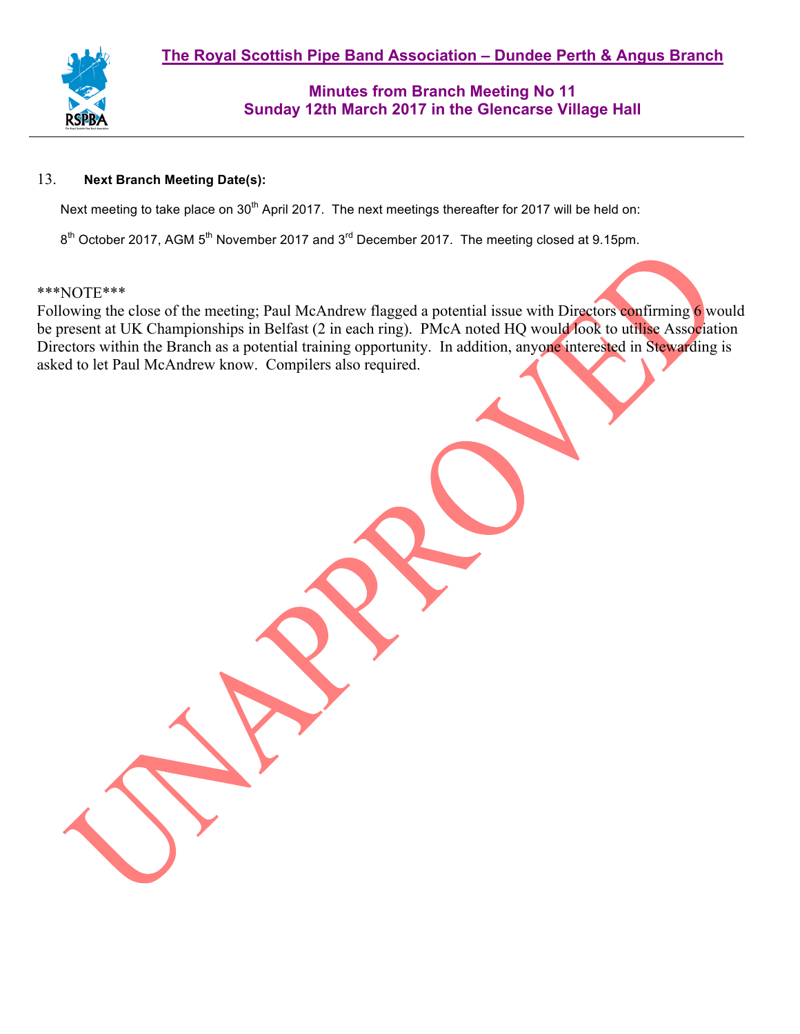13. **Next Branch Meeting Date(s):**

Next meeting to take place on 30th April 2017. The next meetings thereafter for 2017 will be held on:

8th October 2017, AGM 5th November 2017 and 3rd December 2017. The meeting closed at 9.15pm.

***NOTE***

Following the close of the meeting; Paul McAndrew flagged a potential issue with Directors confirming 6 would be present at UK Championships in Belfast (2 in each ring). PMcA noted HQ would look to utilise Association Directors within the Branch as a potential training opportunity. In addition, anyone interested in Stewarding is asked to let Paul McAndrew know. Compilers also required.